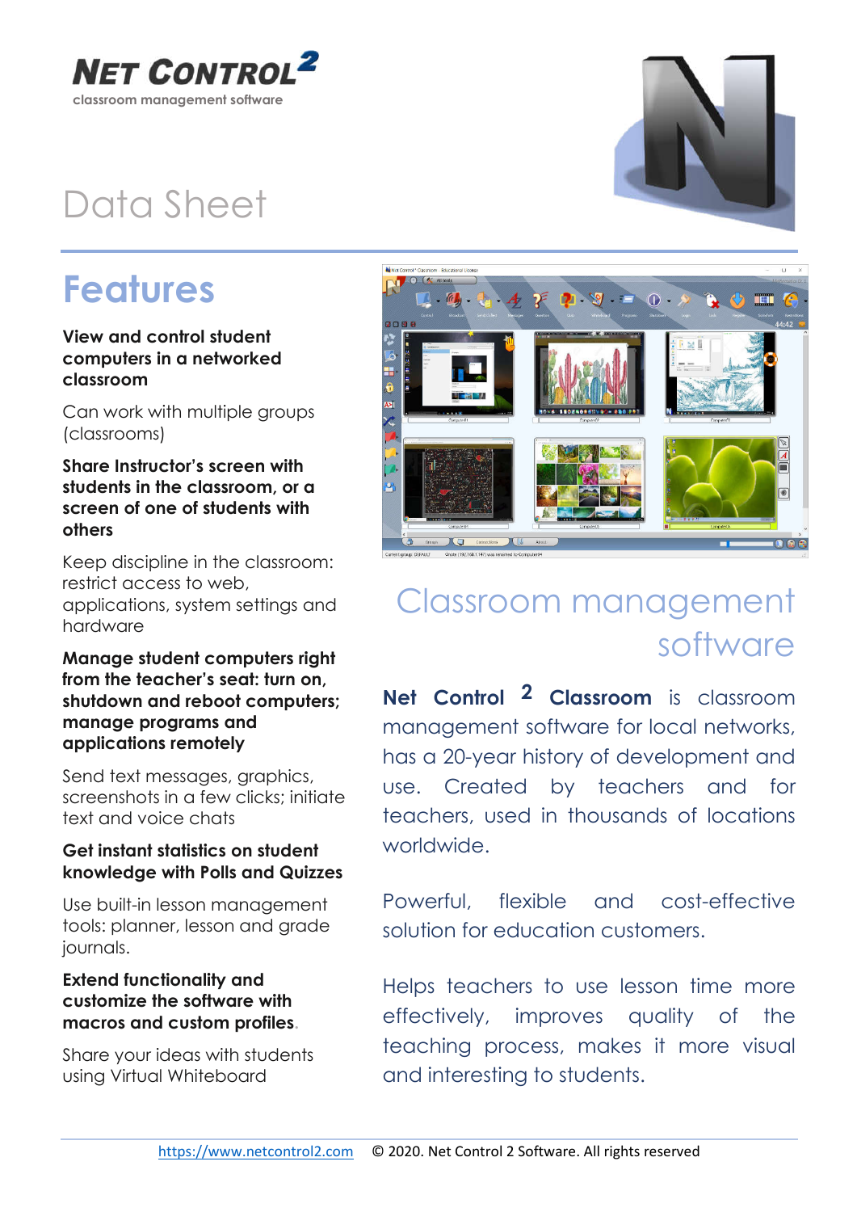**NET CONTROL$^2$**

classroom management software

# Data Sheet

## Features

**View and control student computers in a networked classroom**

Can work with multiple groups (classrooms)

**Share Instructor's screen with students in the classroom, or a screen of one of students with others**

Keep discipline in the classroom: restrict access to web, applications, system settings and hardware

**Manage student computers right from the teacher's seat: turn on, shutdown and reboot computers; manage programs and applications remotely**

Send text messages, graphics, screenshots in a few clicks; initiate text and voice chats

**Get instant statistics on student knowledge with Polls and Quizzes**

Use built-in lesson management tools: planner, lesson and grade journals.

**Extend functionality and customize the software with macros and custom profiles.**

Share your ideas with students using Virtual Whiteboard

## Classroom management software

**Net Control 2 Classroom** is classroom management software for local networks, has a 20-year history of development and use. Created by teachers and for teachers, used in thousands of locations worldwide.

Powerful, flexible and cost-effective solution for education customers.

Helps teachers to use lesson time more effectively, improves quality of the teaching process, makes it more visual and interesting to students.

https://www.netcontrol2.com © 2020. Net Control 2 Software. All rights reserved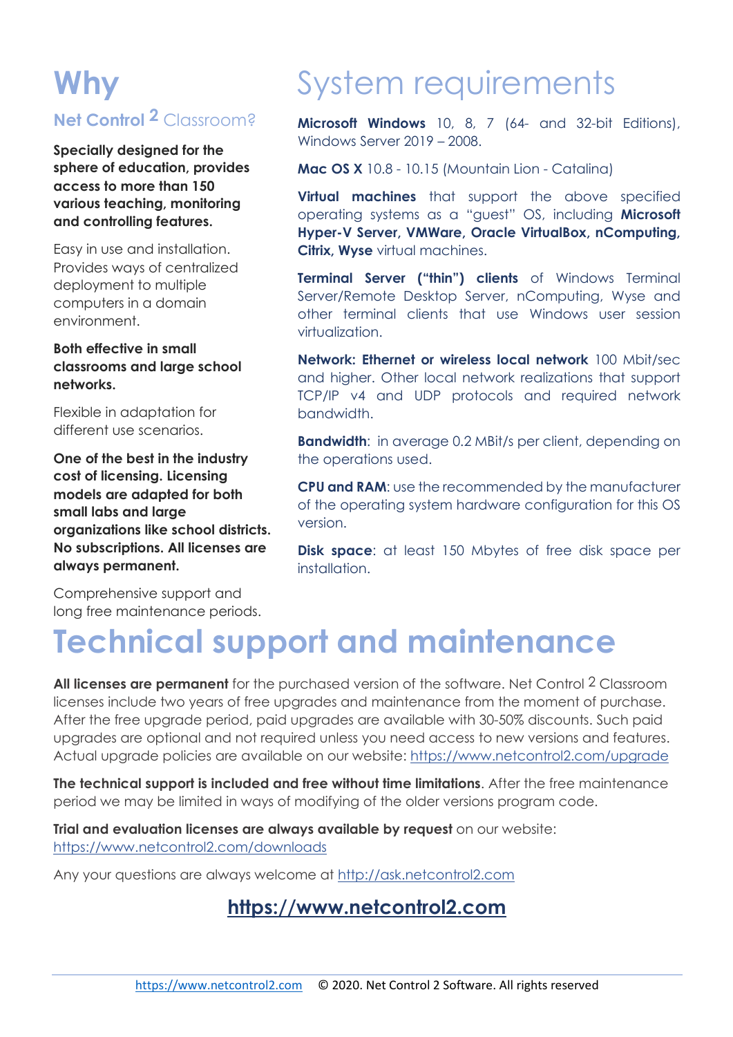# Why

## Net Control 2 Classroom?

**Specially designed for the sphere of education, provides access to more than 150 various teaching, monitoring and controlling features.**

Easy in use and installation. Provides ways of centralized deployment to multiple computers in a domain environment.

**Both effective in small classrooms and large school networks.**

Flexible in adaptation for different use scenarios.

**One of the best in the industry cost of licensing. Licensing models are adapted for both small labs and large organizations like school districts. No subscriptions. All licenses are always permanent.**

Comprehensive support and long free maintenance periods.

# System requirements

**Microsoft Windows** 10, 8, 7 (64- and 32-bit Editions), Windows Server 2019 – 2008.

**Mac OS X** 10.8 - 10.15 (Mountain Lion - Catalina)

**Virtual machines** that support the above specified operating systems as a "guest" OS, including **Microsoft Hyper-V Server, VMWare, Oracle VirtualBox, nComputing, Citrix, Wyse** virtual machines.

**Terminal Server ("thin") clients** of Windows Terminal Server/Remote Desktop Server, nComputing, Wyse and other terminal clients that use Windows user session virtualization.

**Network: Ethernet or wireless local network** 100 Mbit/sec and higher. Other local network realizations that support TCP/IP v4 and UDP protocols and required network bandwidth.

**Bandwidth**: in average 0.2 MBit/s per client, depending on the operations used.

**CPU and RAM**: use the recommended by the manufacturer of the operating system hardware configuration for this OS version.

**Disk space**: at least 150 Mbytes of free disk space per installation.

# Technical support and maintenance

**All licenses are permanent** for the purchased version of the software. Net Control 2 Classroom licenses include two years of free upgrades and maintenance from the moment of purchase. After the free upgrade period, paid upgrades are available with 30-50% discounts. Such paid upgrades are optional and not required unless you need access to new versions and features. Actual upgrade policies are available on our website: https://www.netcontrol2.com/upgrade

**The technical support is included and free without time limitations**. After the free maintenance period we may be limited in ways of modifying of the older versions program code.

**Trial and evaluation licenses are always available by request** on our website: https://www.netcontrol2.com/downloads

Any your questions are always welcome at http://ask.netcontrol2.com

**https://www.netcontrol2.com**

https://www.netcontrol2.com © 2020. Net Control 2 Software. All rights reserved